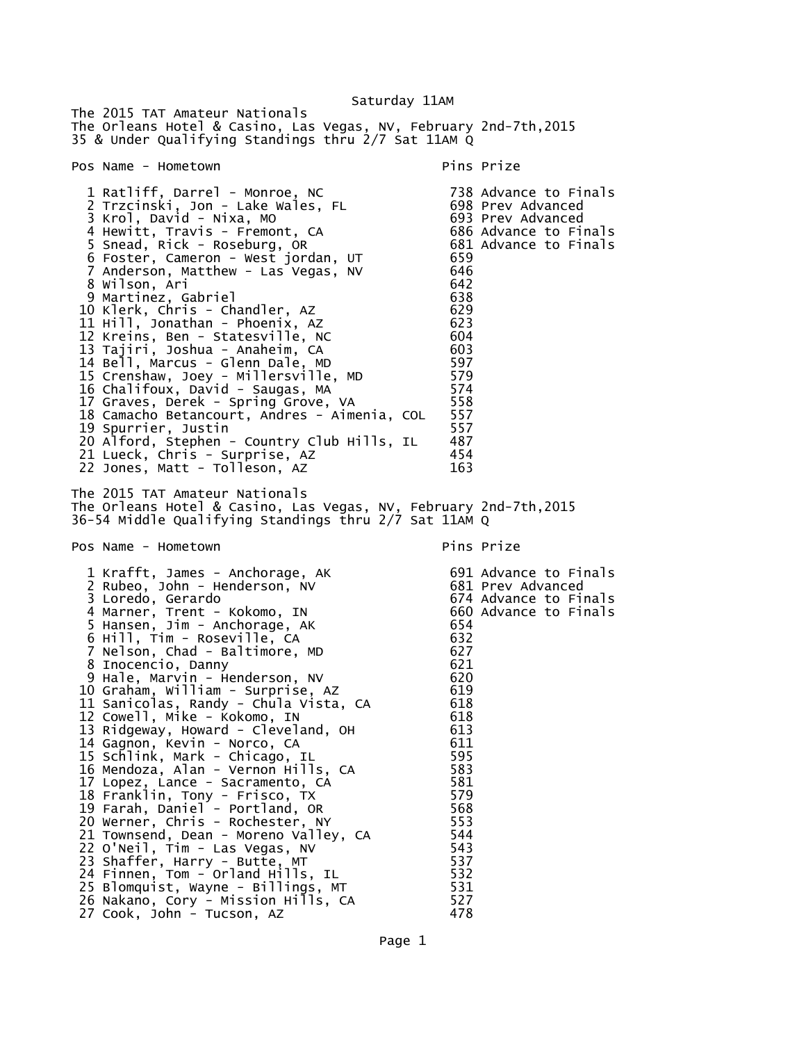Saturday 11AM

The 2015 TAT Amateur Nationals
The Orleans Hotel & Casino, Las Vegas, NV, February 2nd-7th,2015
35 & Under Qualifying Standings thru 2/7 Sat 11AM Q

| Pos | Name - Hometown | Pins | Prize |
|---|---|---|---|
| 1 | Ratliff, Darrel - Monroe, NC | 738 | Advance to Finals |
| 2 | Trzcinski, Jon - Lake Wales, FL | 698 | Prev Advanced |
| 3 | Krol, David - Nixa, MO | 693 | Prev Advanced |
| 4 | Hewitt, Travis - Fremont, CA | 686 | Advance to Finals |
| 5 | Snead, Rick - Roseburg, OR | 681 | Advance to Finals |
| 6 | Foster, Cameron - West jordan, UT | 659 | |
| 7 | Anderson, Matthew - Las Vegas, NV | 646 | |
| 8 | Wilson, Ari | 642 | |
| 9 | Martinez, Gabriel | 638 | |
| 10 | Klerk, Chris - Chandler, AZ | 629 | |
| 11 | Hill, Jonathan - Phoenix, AZ | 623 | |
| 12 | Kreins, Ben - Statesville, NC | 604 | |
| 13 | Tajiri, Joshua - Anaheim, CA | 603 | |
| 14 | Bell, Marcus - Glenn Dale, MD | 597 | |
| 15 | Crenshaw, Joey - Millersville, MD | 579 | |
| 16 | Chalifoux, David - Saugas, MA | 574 | |
| 17 | Graves, Derek - Spring Grove, VA | 558 | |
| 18 | Camacho Betancourt, Andres - Aimenia, COL | 557 | |
| 19 | Spurrier, Justin | 557 | |
| 20 | Alford, Stephen - Country Club Hills, IL | 487 | |
| 21 | Lueck, Chris - Surprise, AZ | 454 | |
| 22 | Jones, Matt - Tolleson, AZ | 163 | |

The 2015 TAT Amateur Nationals
The Orleans Hotel & Casino, Las Vegas, NV, February 2nd-7th,2015
36-54 Middle Qualifying Standings thru 2/7 Sat 11AM Q

| Pos | Name - Hometown | Pins | Prize |
|---|---|---|---|
| 1 | Krafft, James - Anchorage, AK | 691 | Advance to Finals |
| 2 | Rubeo, John - Henderson, NV | 681 | Prev Advanced |
| 3 | Loredo, Gerardo | 674 | Advance to Finals |
| 4 | Marner, Trent - Kokomo, IN | 660 | Advance to Finals |
| 5 | Hansen, Jim - Anchorage, AK | 654 | |
| 6 | Hill, Tim - Roseville, CA | 632 | |
| 7 | Nelson, Chad - Baltimore, MD | 627 | |
| 8 | Inocencio, Danny | 621 | |
| 9 | Hale, Marvin - Henderson, NV | 620 | |
| 10 | Graham, William - Surprise, AZ | 619 | |
| 11 | Sanicolas, Randy - Chula Vista, CA | 618 | |
| 12 | Cowell, Mike - Kokomo, IN | 618 | |
| 13 | Ridgeway, Howard - Cleveland, OH | 613 | |
| 14 | Gagnon, Kevin - Norco, CA | 611 | |
| 15 | Schlink, Mark - Chicago, IL | 595 | |
| 16 | Mendoza, Alan - Vernon Hills, CA | 583 | |
| 17 | Lopez, Lance - Sacramento, CA | 581 | |
| 18 | Franklin, Tony - Frisco, TX | 579 | |
| 19 | Farah, Daniel - Portland, OR | 568 | |
| 20 | Werner, Chris - Rochester, NY | 553 | |
| 21 | Townsend, Dean - Moreno Valley, CA | 544 | |
| 22 | O'Neil, Tim - Las Vegas, NV | 543 | |
| 23 | Shaffer, Harry - Butte, MT | 537 | |
| 24 | Finnen, Tom - Orland Hills, IL | 532 | |
| 25 | Blomquist, Wayne - Billings, MT | 531 | |
| 26 | Nakano, Cory - Mission Hills, CA | 527 | |
| 27 | Cook, John - Tucson, AZ | 478 | |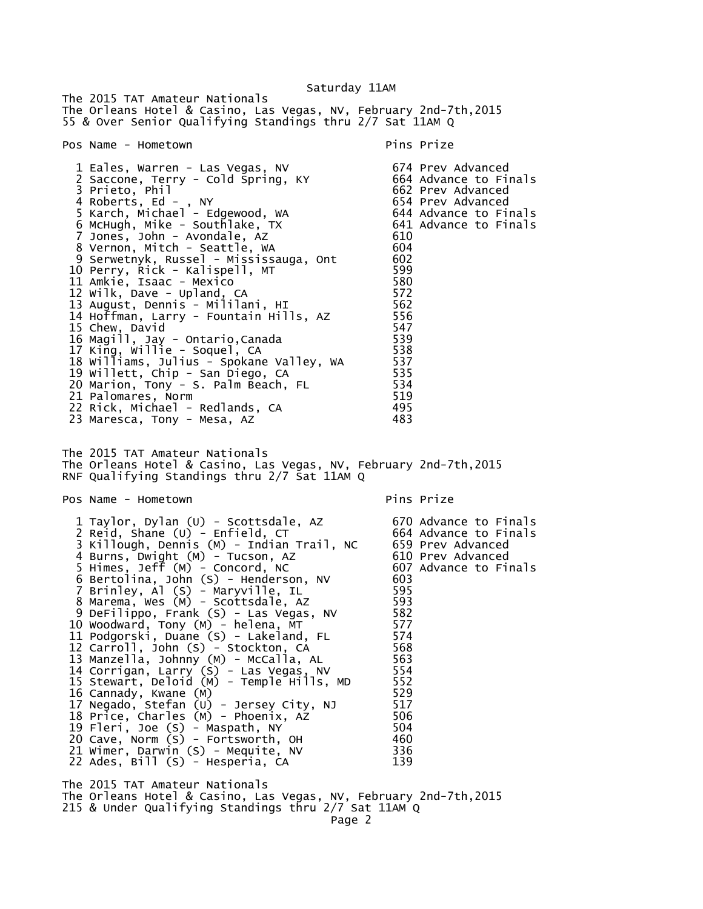Saturday 11AM

The 2015 TAT Amateur Nationals
The Orleans Hotel & Casino, Las Vegas, NV, February 2nd-7th,2015
55 & Over Senior Qualifying Standings thru 2/7 Sat 11AM Q

| Pos | Name - Hometown | Pins | Prize |
|---|---|---|---|
| 1 | Eales, Warren - Las Vegas, NV | 674 | Prev Advanced |
| 2 | Saccone, Terry - Cold Spring, KY | 664 | Advance to Finals |
| 3 | Prieto, Phil | 662 | Prev Advanced |
| 4 | Roberts, Ed - , NY | 654 | Prev Advanced |
| 5 | Karch, Michael - Edgewood, WA | 644 | Advance to Finals |
| 6 | McHugh, Mike - Southlake, TX | 641 | Advance to Finals |
| 7 | Jones, John - Avondale, AZ | 610 | |
| 8 | Vernon, Mitch - Seattle, WA | 604 | |
| 9 | Serwetnyk, Russel - Mississauga, Ont | 602 | |
| 10 | Perry, Rick - Kalispell, MT | 599 | |
| 11 | Amkie, Isaac - Mexico | 580 | |
| 12 | Wilk, Dave - Upland, CA | 572 | |
| 13 | August, Dennis - Mililani, HI | 562 | |
| 14 | Hoffman, Larry - Fountain Hills, AZ | 556 | |
| 15 | Chew, David | 547 | |
| 16 | Magill, Jay - Ontario,Canada | 539 | |
| 17 | King, Willie - Soquel, CA | 538 | |
| 18 | Williams, Julius - Spokane Valley, WA | 537 | |
| 19 | Willett, Chip - San Diego, CA | 535 | |
| 20 | Marion, Tony - S. Palm Beach, FL | 534 | |
| 21 | Palomares, Norm | 519 | |
| 22 | Rick, Michael - Redlands, CA | 495 | |
| 23 | Maresca, Tony - Mesa, AZ | 483 | |

The 2015 TAT Amateur Nationals
The Orleans Hotel & Casino, Las Vegas, NV, February 2nd-7th,2015
RNF Qualifying Standings thru 2/7 Sat 11AM Q

| Pos | Name - Hometown | Pins | Prize |
|---|---|---|---|
| 1 | Taylor, Dylan (U) - Scottsdale, AZ | 670 | Advance to Finals |
| 2 | Reid, Shane (U) - Enfield, CT | 664 | Advance to Finals |
| 3 | Killough, Dennis (M) - Indian Trail, NC | 659 | Prev Advanced |
| 4 | Burns, Dwight (M) - Tucson, AZ | 610 | Prev Advanced |
| 5 | Himes, Jeff (M) - Concord, NC | 607 | Advance to Finals |
| 6 | Bertolina, John (S) - Henderson, NV | 603 | |
| 7 | Brinley, Al (S) - Maryville, IL | 595 | |
| 8 | Marema, Wes (M) - Scottsdale, AZ | 593 | |
| 9 | DeFilippo, Frank (S) - Las Vegas, NV | 582 | |
| 10 | Woodward, Tony (M) - helena, MT | 577 | |
| 11 | Podgorski, Duane (S) - Lakeland, FL | 574 | |
| 12 | Carroll, John (S) - Stockton, CA | 568 | |
| 13 | Manzella, Johnny (M) - McCalla, AL | 563 | |
| 14 | Corrigan, Larry (S) - Las Vegas, NV | 554 | |
| 15 | Stewart, Deloid (M) - Temple Hills, MD | 552 | |
| 16 | Cannady, Kwane (M) | 529 | |
| 17 | Negado, Stefan (U) - Jersey City, NJ | 517 | |
| 18 | Price, Charles (M) - Phoenix, AZ | 506 | |
| 19 | Fleri, Joe (S) - Maspath, NY | 504 | |
| 20 | Cave, Norm (S) - Fortsworth, OH | 460 | |
| 21 | Wimer, Darwin (S) - Mequite, NV | 336 | |
| 22 | Ades, Bill (S) - Hesperia, CA | 139 | |

The 2015 TAT Amateur Nationals
The Orleans Hotel & Casino, Las Vegas, NV, February 2nd-7th,2015
215 & Under Qualifying Standings thru 2/7 Sat 11AM Q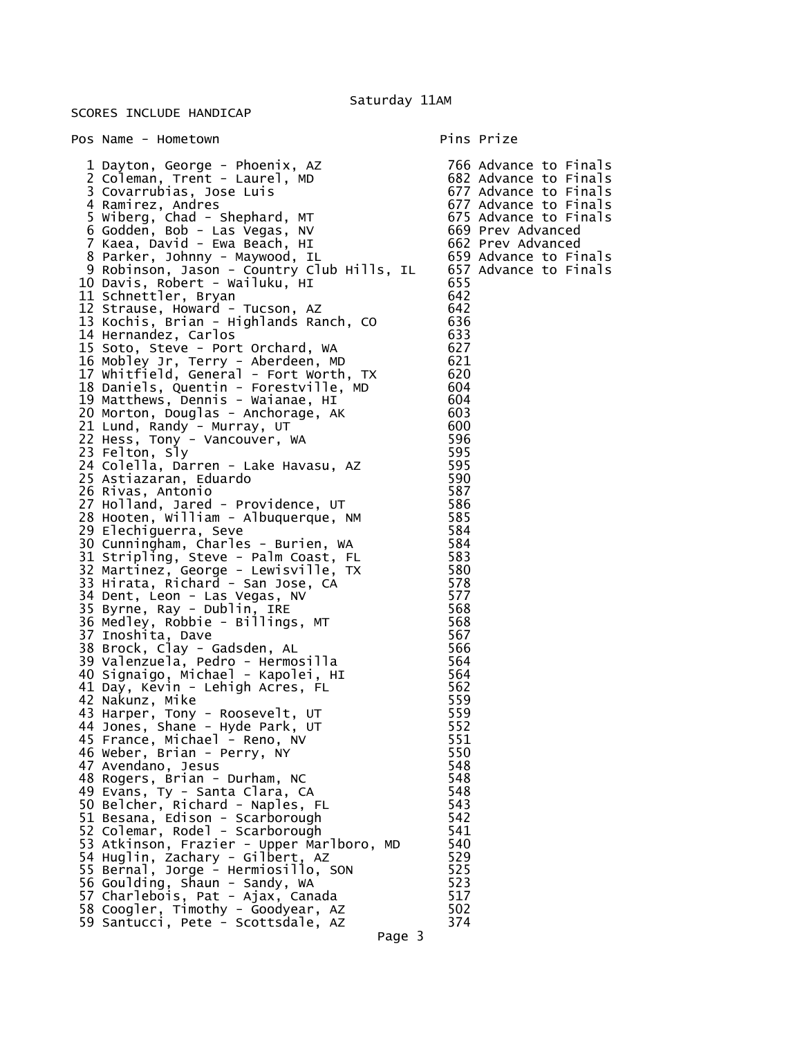Saturday 11AM

SCORES INCLUDE HANDICAP

| Pos | Name - Hometown | Pins | Prize |
|---|---|---|---|
| 1 | Dayton, George - Phoenix, AZ | 766 | Advance to Finals |
| 2 | Coleman, Trent - Laurel, MD | 682 | Advance to Finals |
| 3 | Covarrubias, Jose Luis | 677 | Advance to Finals |
| 4 | Ramirez, Andres | 677 | Advance to Finals |
| 5 | Wiberg, Chad - Shephard, MT | 675 | Advance to Finals |
| 6 | Godden, Bob - Las Vegas, NV | 669 | Prev Advanced |
| 7 | Kaea, David - Ewa Beach, HI | 662 | Prev Advanced |
| 8 | Parker, Johnny - Maywood, IL | 659 | Advance to Finals |
| 9 | Robinson, Jason - Country Club Hills, IL | 657 | Advance to Finals |
| 10 | Davis, Robert - Wailuku, HI | 655 | |
| 11 | Schnettler, Bryan | 642 | |
| 12 | Strause, Howard - Tucson, AZ | 642 | |
| 13 | Kochis, Brian - Highlands Ranch, CO | 636 | |
| 14 | Hernandez, Carlos | 633 | |
| 15 | Soto, Steve - Port Orchard, WA | 627 | |
| 16 | Mobley Jr, Terry - Aberdeen, MD | 621 | |
| 17 | Whitfield, General - Fort Worth, TX | 620 | |
| 18 | Daniels, Quentin - Forestville, MD | 604 | |
| 19 | Matthews, Dennis - Waianae, HI | 604 | |
| 20 | Morton, Douglas - Anchorage, AK | 603 | |
| 21 | Lund, Randy - Murray, UT | 600 | |
| 22 | Hess, Tony - Vancouver, WA | 596 | |
| 23 | Felton, Sly | 595 | |
| 24 | Colella, Darren - Lake Havasu, AZ | 595 | |
| 25 | Astiazaran, Eduardo | 590 | |
| 26 | Rivas, Antonio | 587 | |
| 27 | Holland, Jared - Providence, UT | 586 | |
| 28 | Hooten, William - Albuquerque, NM | 585 | |
| 29 | Elechiguerra, Seve | 584 | |
| 30 | Cunningham, Charles - Burien, WA | 584 | |
| 31 | Stripling, Steve - Palm Coast, FL | 583 | |
| 32 | Martinez, George - Lewisville, TX | 580 | |
| 33 | Hirata, Richard - San Jose, CA | 578 | |
| 34 | Dent, Leon - Las Vegas, NV | 577 | |
| 35 | Byrne, Ray - Dublin, IRE | 568 | |
| 36 | Medley, Robbie - Billings, MT | 568 | |
| 37 | Inoshita, Dave | 567 | |
| 38 | Brock, Clay - Gadsden, AL | 566 | |
| 39 | Valenzuela, Pedro - Hermosilla | 564 | |
| 40 | Signaigo, Michael - Kapolei, HI | 564 | |
| 41 | Day, Kevin - Lehigh Acres, FL | 562 | |
| 42 | Nakunz, Mike | 559 | |
| 43 | Harper, Tony - Roosevelt, UT | 559 | |
| 44 | Jones, Shane - Hyde Park, UT | 552 | |
| 45 | France, Michael - Reno, NV | 551 | |
| 46 | Weber, Brian - Perry, NY | 550 | |
| 47 | Avendano, Jesus | 548 | |
| 48 | Rogers, Brian - Durham, NC | 548 | |
| 49 | Evans, Ty - Santa Clara, CA | 548 | |
| 50 | Belcher, Richard - Naples, FL | 543 | |
| 51 | Besana, Edison - Scarborough | 542 | |
| 52 | Colemar, Rodel - Scarborough | 541 | |
| 53 | Atkinson, Frazier - Upper Marlboro, MD | 540 | |
| 54 | Huglin, Zachary - Gilbert, AZ | 529 | |
| 55 | Bernal, Jorge - Hermiosillo, SON | 525 | |
| 56 | Goulding, Shaun - Sandy, WA | 523 | |
| 57 | Charlebois, Pat - Ajax, Canada | 517 | |
| 58 | Coogler, Timothy - Goodyear, AZ | 502 | |
| 59 | Santucci, Pete - Scottsdale, AZ | 374 | |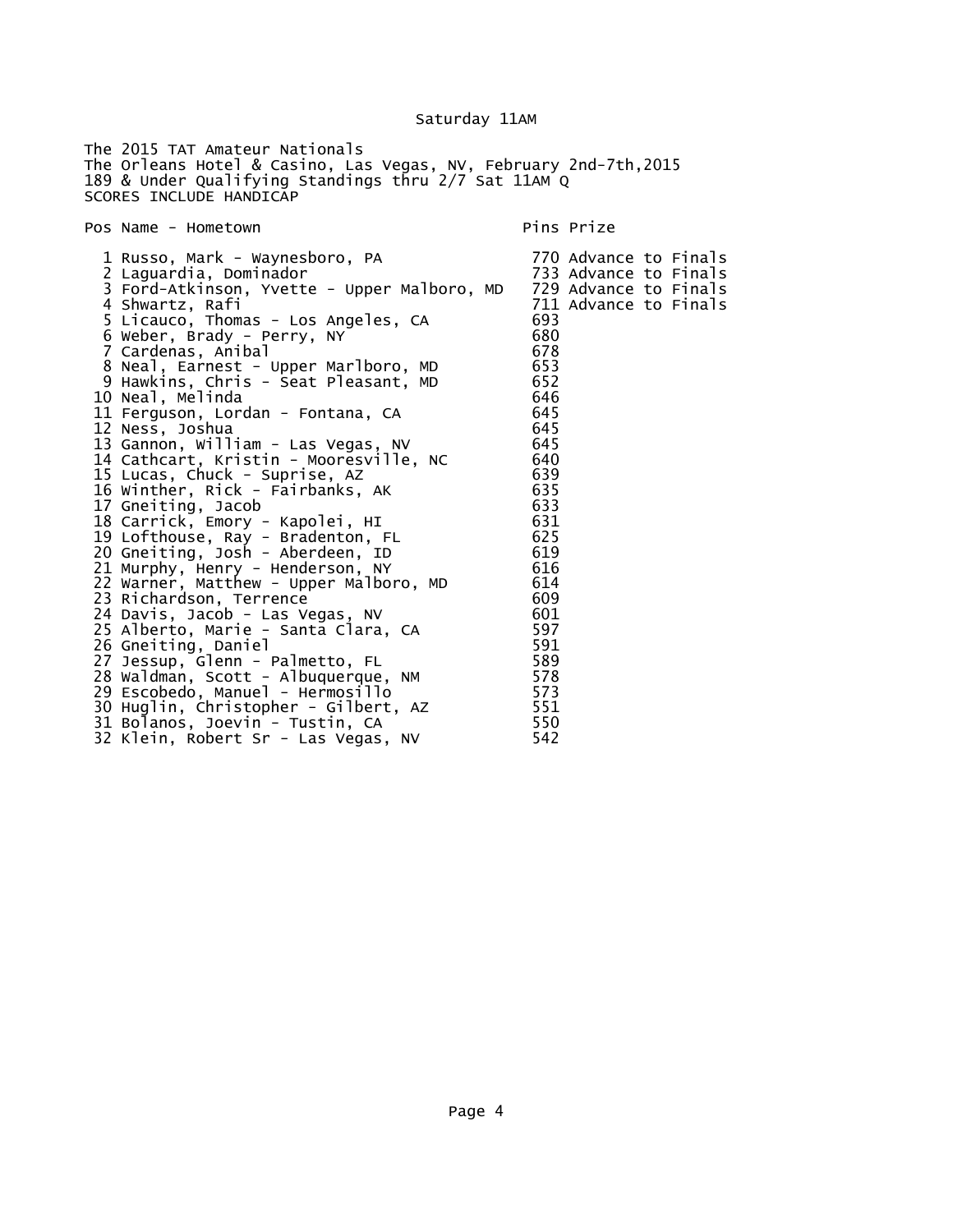Saturday 11AM

The 2015 TAT Amateur Nationals
The Orleans Hotel & Casino, Las Vegas, NV, February 2nd-7th,2015
189 & Under Qualifying Standings thru 2/7 Sat 11AM Q
SCORES INCLUDE HANDICAP

| Pos | Name - Hometown | Pins | Prize |
|---|---|---|---|
| 1 | Russo, Mark - Waynesboro, PA | 770 | Advance to Finals |
| 2 | Laguardia, Dominador | 733 | Advance to Finals |
| 3 | Ford-Atkinson, Yvette - Upper Malboro, MD | 729 | Advance to Finals |
| 4 | Shwartz, Rafi | 711 | Advance to Finals |
| 5 | Licauco, Thomas - Los Angeles, CA | 693 | |
| 6 | Weber, Brady - Perry, NY | 680 | |
| 7 | Cardenas, Anibal | 678 | |
| 8 | Neal, Earnest - Upper Marlboro, MD | 653 | |
| 9 | Hawkins, Chris - Seat Pleasant, MD | 652 | |
| 10 | Neal, Melinda | 646 | |
| 11 | Ferguson, Lordan - Fontana, CA | 645 | |
| 12 | Ness, Joshua | 645 | |
| 13 | Gannon, William - Las Vegas, NV | 645 | |
| 14 | Cathcart, Kristin - Mooresville, NC | 640 | |
| 15 | Lucas, Chuck - Suprise, AZ | 639 | |
| 16 | Winther, Rick - Fairbanks, AK | 635 | |
| 17 | Gneiting, Jacob | 633 | |
| 18 | Carrick, Emory - Kapolei, HI | 631 | |
| 19 | Lofthouse, Ray - Bradenton, FL | 625 | |
| 20 | Gneiting, Josh - Aberdeen, ID | 619 | |
| 21 | Murphy, Henry - Henderson, NY | 616 | |
| 22 | Warner, Matthew - Upper Malboro, MD | 614 | |
| 23 | Richardson, Terrence | 609 | |
| 24 | Davis, Jacob - Las Vegas, NV | 601 | |
| 25 | Alberto, Marie - Santa Clara, CA | 597 | |
| 26 | Gneiting, Daniel | 591 | |
| 27 | Jessup, Glenn - Palmetto, FL | 589 | |
| 28 | Waldman, Scott - Albuquerque, NM | 578 | |
| 29 | Escobedo, Manuel - Hermosillo | 573 | |
| 30 | Huglin, Christopher - Gilbert, AZ | 551 | |
| 31 | Bolanos, Joevin - Tustin, CA | 550 | |
| 32 | Klein, Robert Sr - Las Vegas, NV | 542 | |